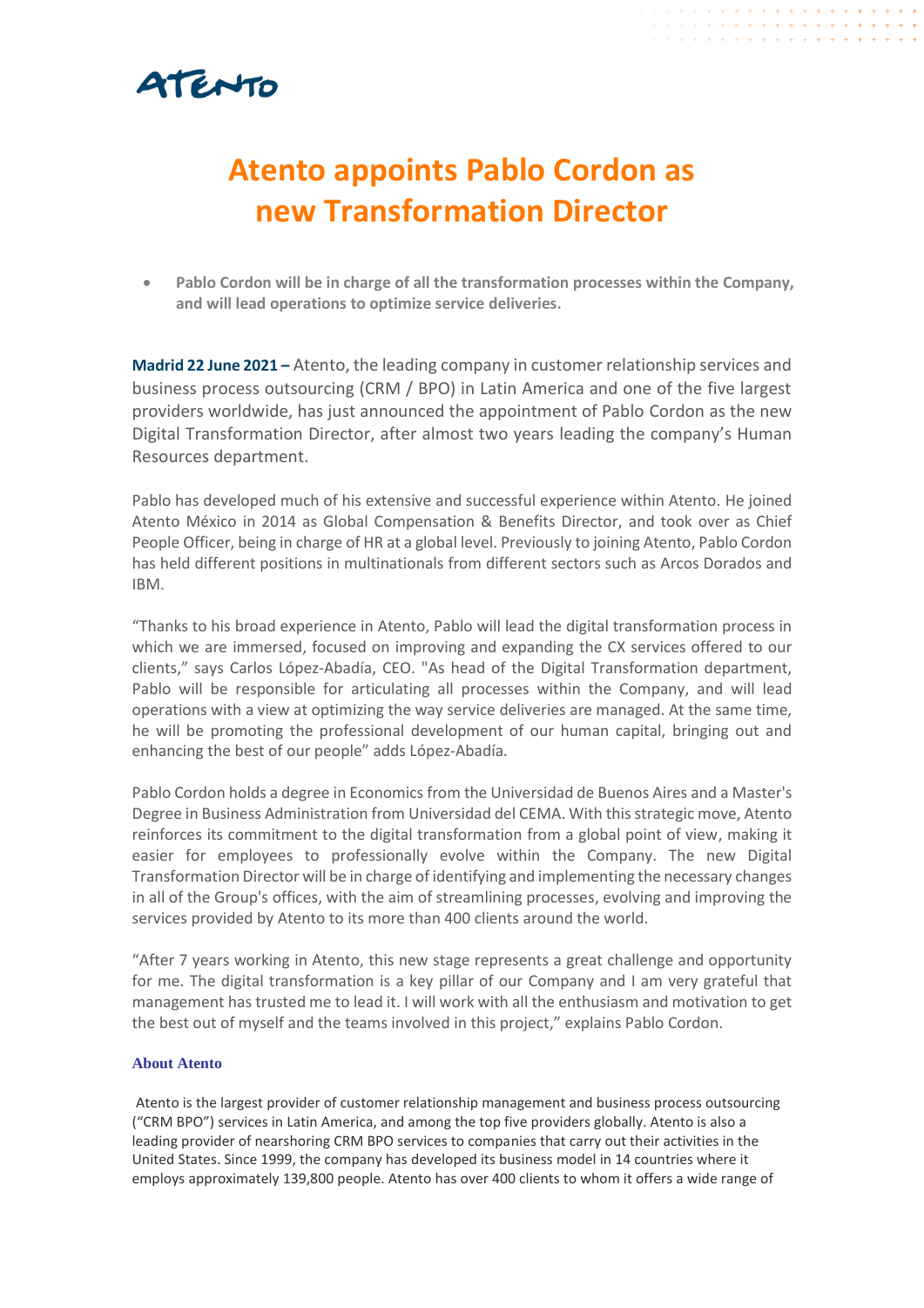# Atento appoints Pablo Cordon as new Transformation Director

- **Pablo Cordon will be in charge of all the transformation processes within the Company, and will lead operations to optimize service deliveries.**

**Madrid 22 June 2021 –** Atento, the leading company in customer relationship services and business process outsourcing (CRM / BPO) in Latin America and one of the five largest providers worldwide, has just announced the appointment of Pablo Cordon as the new Digital Transformation Director, after almost two years leading the company's Human Resources department.

Pablo has developed much of his extensive and successful experience within Atento. He joined Atento México in 2014 as Global Compensation & Benefits Director, and took over as Chief People Officer, being in charge of HR at a global level. Previously to joining Atento, Pablo Cordon has held different positions in multinationals from different sectors such as Arcos Dorados and IBM.

"Thanks to his broad experience in Atento, Pablo will lead the digital transformation process in which we are immersed, focused on improving and expanding the CX services offered to our clients," says Carlos López-Abadía, CEO. "As head of the Digital Transformation department, Pablo will be responsible for articulating all processes within the Company, and will lead operations with a view at optimizing the way service deliveries are managed. At the same time, he will be promoting the professional development of our human capital, bringing out and enhancing the best of our people" adds López-Abadía.

Pablo Cordon holds a degree in Economics from the Universidad de Buenos Aires and a Master's Degree in Business Administration from Universidad del CEMA. With this strategic move, Atento reinforces its commitment to the digital transformation from a global point of view, making it easier for employees to professionally evolve within the Company. The new Digital Transformation Director will be in charge of identifying and implementing the necessary changes in all of the Group's offices, with the aim of streamlining processes, evolving and improving the services provided by Atento to its more than 400 clients around the world.

"After 7 years working in Atento, this new stage represents a great challenge and opportunity for me. The digital transformation is a key pillar of our Company and I am very grateful that management has trusted me to lead it. I will work with all the enthusiasm and motivation to get the best out of myself and the teams involved in this project," explains Pablo Cordon.

**About Atento**

Atento is the largest provider of customer relationship management and business process outsourcing ("CRM BPO") services in Latin America, and among the top five providers globally. Atento is also a leading provider of nearshoring CRM BPO services to companies that carry out their activities in the United States. Since 1999, the company has developed its business model in 14 countries where it employs approximately 139,800 people. Atento has over 400 clients to whom it offers a wide range of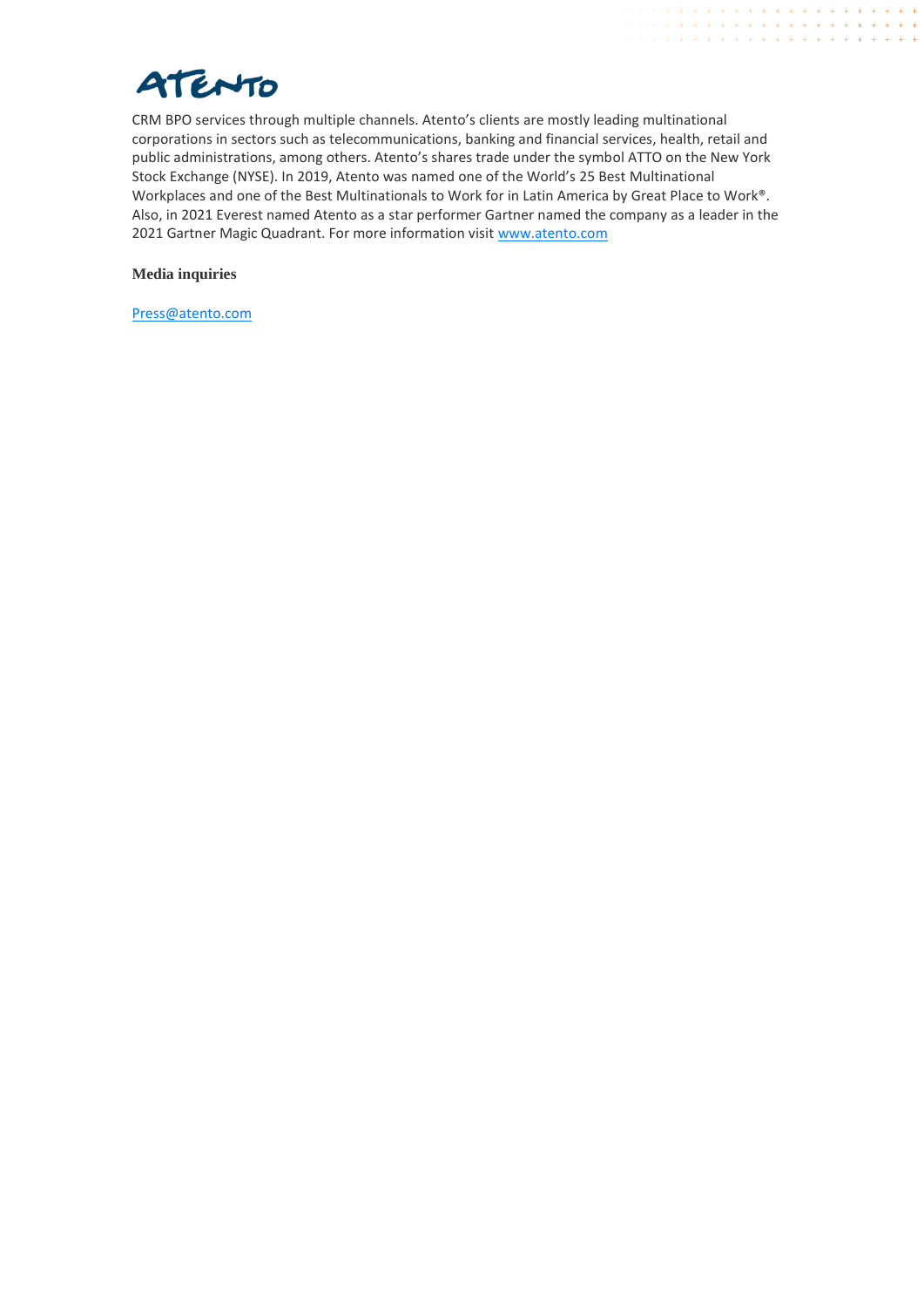CRM BPO services through multiple channels. Atento's clients are mostly leading multinational corporations in sectors such as telecommunications, banking and financial services, health, retail and public administrations, among others. Atento's shares trade under the symbol ATTO on the New York Stock Exchange (NYSE). In 2019, Atento was named one of the World's 25 Best Multinational Workplaces and one of the Best Multinationals to Work for in Latin America by Great Place to Work®. Also, in 2021 Everest named Atento as a star performer Gartner named the company as a leader in the 2021 Gartner Magic Quadrant. For more information visit [www.atento.com](http://www.atento.com)

**Media inquiries**

[Press@atento.com](mailto:Press@atento.com)